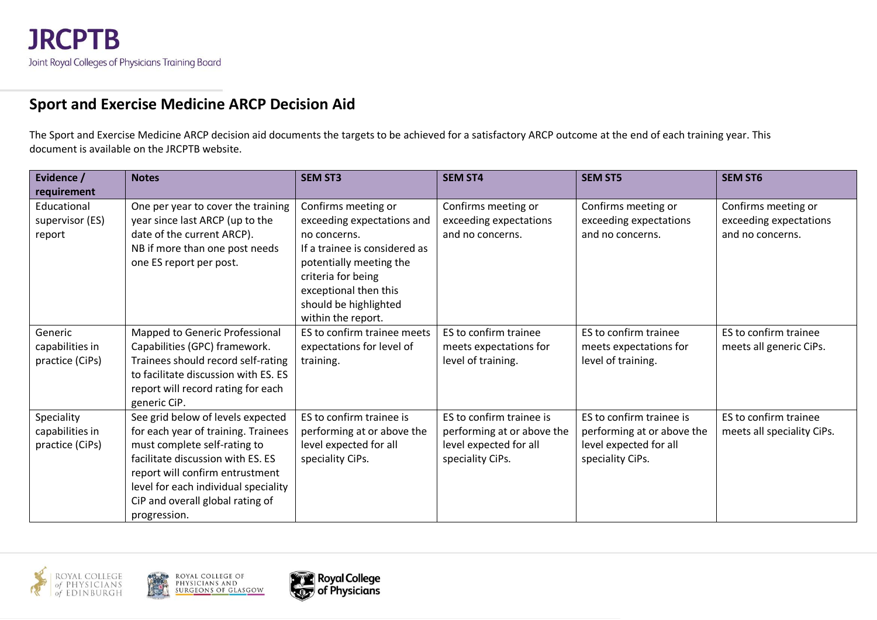**JRCPTB**
Joint Royal Colleges of Physicians Training Board

## Sport and Exercise Medicine ARCP Decision Aid

The Sport and Exercise Medicine ARCP decision aid documents the targets to be achieved for a satisfactory ARCP outcome at the end of each training year. This document is available on the JRCPTB website.

| Evidence / requirement | Notes | SEM ST3 | SEM ST4 | SEM ST5 | SEM ST6 |
|---|---|---|---|---|---|
| Educational supervisor (ES) report | One per year to cover the training year since last ARCP (up to the date of the current ARCP).<br>NB if more than one post needs one ES report per post. | Confirms meeting or exceeding expectations and no concerns.<br>If a trainee is considered as potentially meeting the criteria for being exceptional then this should be highlighted within the report. | Confirms meeting or exceeding expectations and no concerns. | Confirms meeting or exceeding expectations and no concerns. | Confirms meeting or exceeding expectations and no concerns. |
| Generic capabilities in practice (CiPs) | Mapped to Generic Professional Capabilities (GPC) framework. Trainees should record self-rating to facilitate discussion with ES. ES report will record rating for each generic CiP. | ES to confirm trainee meets expectations for level of training. | ES to confirm trainee meets expectations for level of training. | ES to confirm trainee meets expectations for level of training. | ES to confirm trainee meets all generic CiPs. |
| Speciality capabilities in practice (CiPs) | See grid below of levels expected for each year of training. Trainees must complete self-rating to facilitate discussion with ES. ES report will confirm entrustment level for each individual speciality CiP and overall global rating of progression. | ES to confirm trainee is performing at or above the level expected for all speciality CiPs. | ES to confirm trainee is performing at or above the level expected for all speciality CiPs. | ES to confirm trainee is performing at or above the level expected for all speciality CiPs. | ES to confirm trainee meets all speciality CiPs. |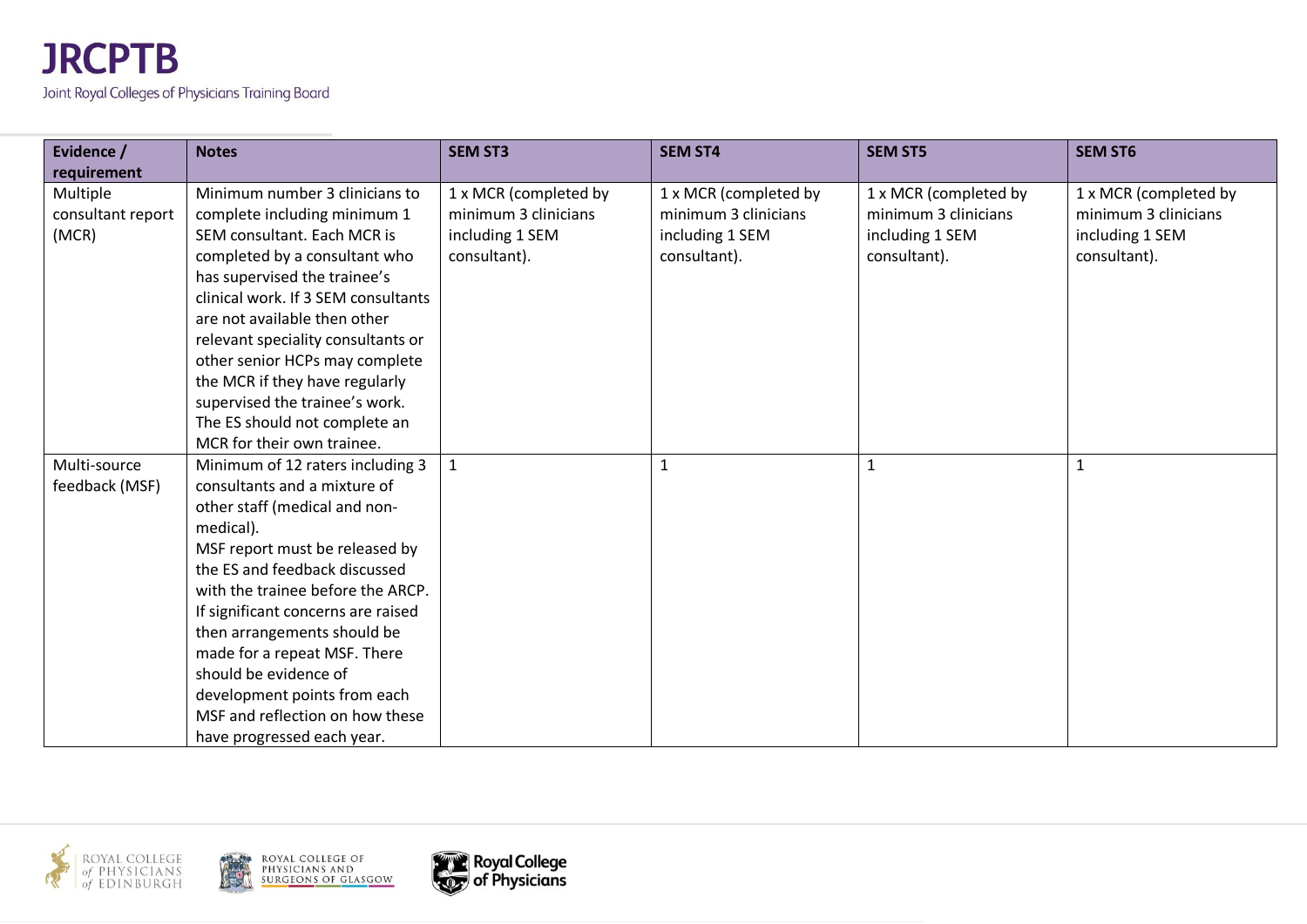| Evidence / requirement | Notes | SEM ST3 | SEM ST4 | SEM ST5 | SEM ST6 |
|---|---|---|---|---|---|
| Multiple consultant report (MCR) | Minimum number 3 clinicians to complete including minimum 1 SEM consultant. Each MCR is completed by a consultant who has supervised the trainee's clinical work. If 3 SEM consultants are not available then other relevant speciality consultants or other senior HCPs may complete the MCR if they have regularly supervised the trainee's work. The ES should not complete an MCR for their own trainee. | 1 x MCR (completed by minimum 3 clinicians including 1 SEM consultant). | 1 x MCR (completed by minimum 3 clinicians including 1 SEM consultant). | 1 x MCR (completed by minimum 3 clinicians including 1 SEM consultant). | 1 x MCR (completed by minimum 3 clinicians including 1 SEM consultant). |
| Multi-source feedback (MSF) | Minimum of 12 raters including 3 consultants and a mixture of other staff (medical and non-medical). MSF report must be released by the ES and feedback discussed with the trainee before the ARCP. If significant concerns are raised then arrangements should be made for a repeat MSF. There should be evidence of development points from each MSF and reflection on how these have progressed each year. | 1 | 1 | 1 | 1 |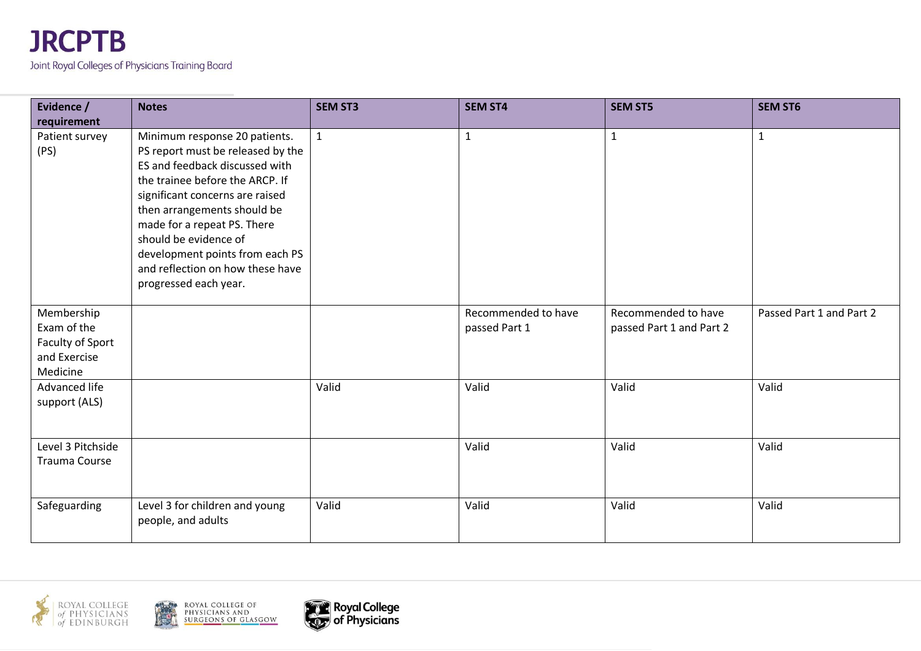| Evidence / requirement | Notes | SEM ST3 | SEM ST4 | SEM ST5 | SEM ST6 |
|---|---|---|---|---|---|
| Patient survey (PS) | Minimum response 20 patients. PS report must be released by the ES and feedback discussed with the trainee before the ARCP. If significant concerns are raised then arrangements should be made for a repeat PS. There should be evidence of development points from each PS and reflection on how these have progressed each year. | 1 | 1 | 1 | 1 |
| Membership Exam of the Faculty of Sport and Exercise Medicine | | | Recommended to have passed Part 1 | Recommended to have passed Part 1 and Part 2 | Passed Part 1 and Part 2 |
| Advanced life support (ALS) | | Valid | Valid | Valid | Valid |
| Level 3 Pitchside Trauma Course | | | Valid | Valid | Valid |
| Safeguarding | Level 3 for children and young people, and adults | Valid | Valid | Valid | Valid |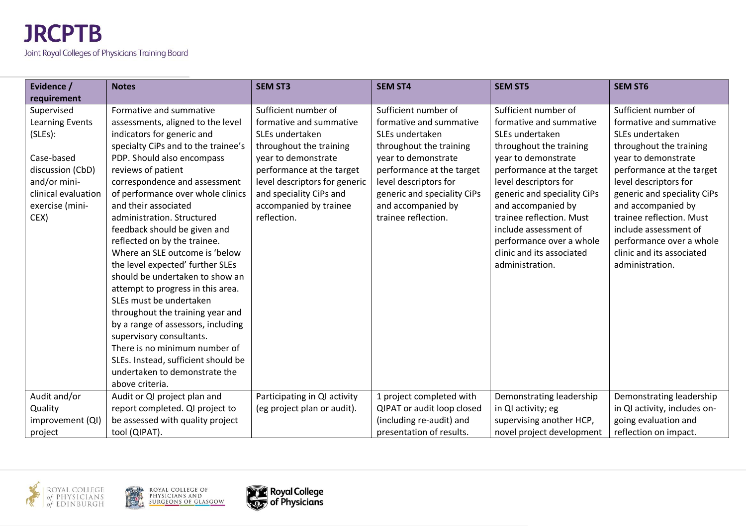| Evidence / requirement | Notes | SEM ST3 | SEM ST4 | SEM ST5 | SEM ST6 |
|---|---|---|---|---|---|
| Supervised Learning Events (SLEs):<br><br>Case-based discussion (CbD) and/or mini-clinical evaluation exercise (mini-CEX) | Formative and summative assessments, aligned to the level indicators for generic and specialty CiPs and to the trainee's PDP. Should also encompass reviews of patient correspondence and assessment of performance over whole clinics and their associated administration. Structured feedback should be given and reflected on by the trainee. Where an SLE outcome is 'below the level expected' further SLEs should be undertaken to show an attempt to progress in this area. SLEs must be undertaken throughout the training year and by a range of assessors, including supervisory consultants. There is no minimum number of SLEs. Instead, sufficient should be undertaken to demonstrate the above criteria. | Sufficient number of formative and summative SLEs undertaken throughout the training year to demonstrate performance at the target level descriptors for generic and speciality CiPs and accompanied by trainee reflection. | Sufficient number of formative and summative SLEs undertaken throughout the training year to demonstrate performance at the target level descriptors for generic and speciality CiPs and accompanied by trainee reflection. | Sufficient number of formative and summative SLEs undertaken throughout the training year to demonstrate performance at the target level descriptors for generic and speciality CiPs and accompanied by trainee reflection. Must include assessment of performance over a whole clinic and its associated administration. | Sufficient number of formative and summative SLEs undertaken throughout the training year to demonstrate performance at the target level descriptors for generic and speciality CiPs and accompanied by trainee reflection. Must include assessment of performance over a whole clinic and its associated administration. |
| Audit and/or Quality improvement (QI) project | Audit or QI project plan and report completed. QI project to be assessed with quality project tool (QIPAT). | Participating in QI activity (eg project plan or audit). | 1 project completed with QIPAT or audit loop closed (including re-audit) and presentation of results. | Demonstrating leadership in QI activity; eg supervising another HCP, novel project development | Demonstrating leadership in QI activity, includes on-going evaluation and reflection on impact. |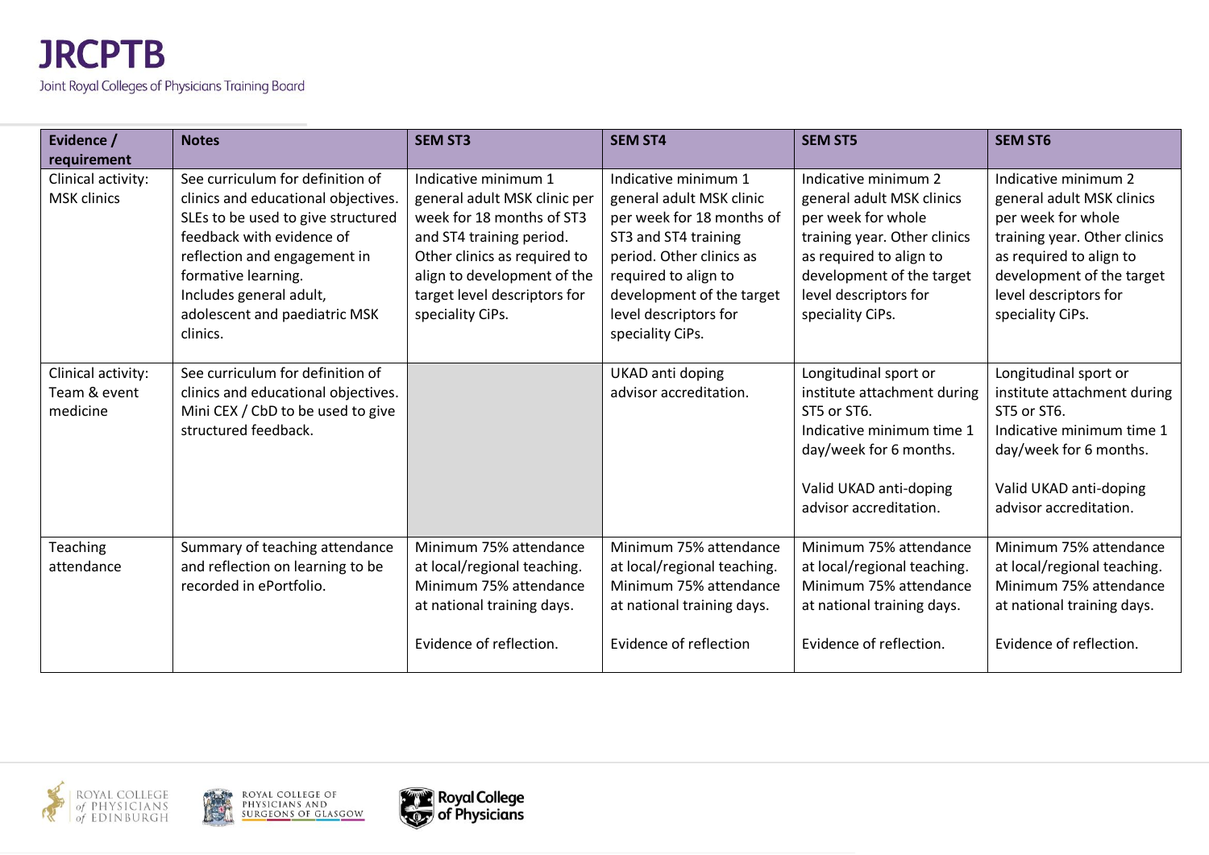| Evidence / requirement | Notes | SEM ST3 | SEM ST4 | SEM ST5 | SEM ST6 |
|---|---|---|---|---|---|
| Clinical activity: MSK clinics | See curriculum for definition of clinics and educational objectives. SLEs to be used to give structured feedback with evidence of reflection and engagement in formative learning. Includes general adult, adolescent and paediatric MSK clinics. | Indicative minimum 1 general adult MSK clinic per week for 18 months of ST3 and ST4 training period. Other clinics as required to align to development of the target level descriptors for speciality CiPs. | Indicative minimum 1 general adult MSK clinic per week for 18 months of ST3 and ST4 training period. Other clinics as required to align to development of the target level descriptors for speciality CiPs. | Indicative minimum 2 general adult MSK clinics per week for whole training year. Other clinics as required to align to development of the target level descriptors for speciality CiPs. | Indicative minimum 2 general adult MSK clinics per week for whole training year. Other clinics as required to align to development of the target level descriptors for speciality CiPs. |
| Clinical activity: Team & event medicine | See curriculum for definition of clinics and educational objectives. Mini CEX / CbD to be used to give structured feedback. | | UKAD anti doping advisor accreditation. | Longitudinal sport or institute attachment during ST5 or ST6. Indicative minimum time 1 day/week for 6 months.<br><br>Valid UKAD anti-doping advisor accreditation. | Longitudinal sport or institute attachment during ST5 or ST6. Indicative minimum time 1 day/week for 6 months.<br><br>Valid UKAD anti-doping advisor accreditation. |
| Teaching attendance | Summary of teaching attendance and reflection on learning to be recorded in ePortfolio. | Minimum 75% attendance at local/regional teaching. Minimum 75% attendance at national training days.<br><br>Evidence of reflection. | Minimum 75% attendance at local/regional teaching. Minimum 75% attendance at national training days.<br><br>Evidence of reflection | Minimum 75% attendance at local/regional teaching. Minimum 75% attendance at national training days.<br><br>Evidence of reflection. | Minimum 75% attendance at local/regional teaching. Minimum 75% attendance at national training days.<br><br>Evidence of reflection. |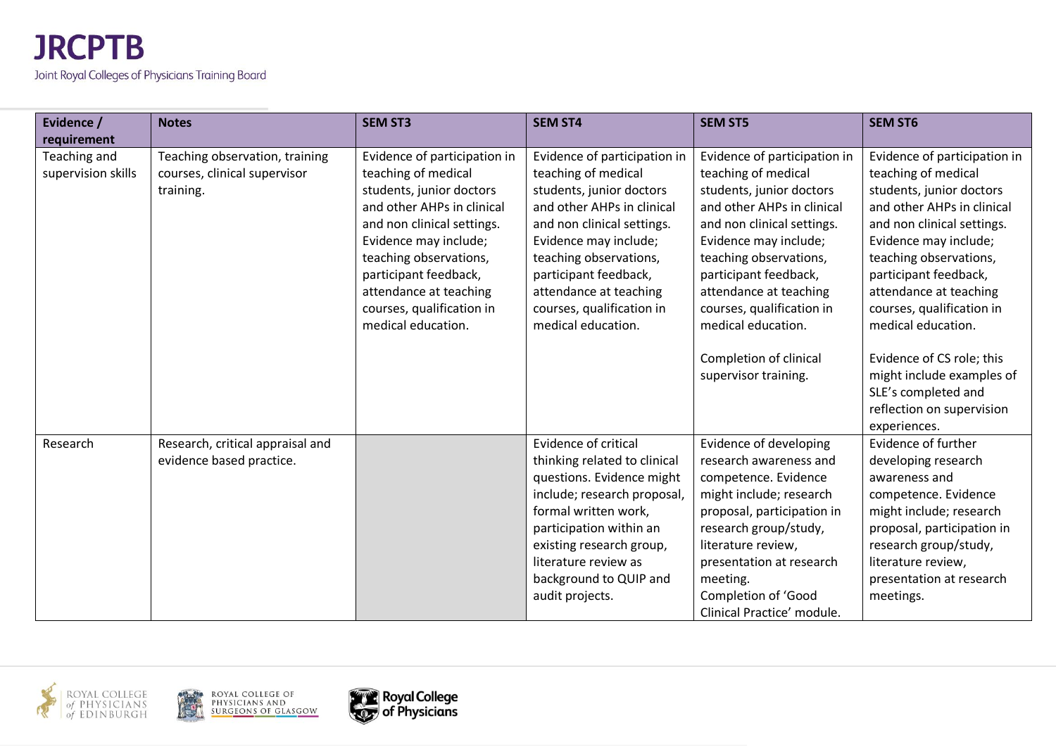| Evidence / requirement | Notes | SEM ST3 | SEM ST4 | SEM ST5 | SEM ST6 |
|---|---|---|---|---|---|
| Teaching and supervision skills | Teaching observation, training courses, clinical supervisor training. | Evidence of participation in teaching of medical students, junior doctors and other AHPs in clinical and non clinical settings. Evidence may include; teaching observations, participant feedback, attendance at teaching courses, qualification in medical education. | Evidence of participation in teaching of medical students, junior doctors and other AHPs in clinical and non clinical settings. Evidence may include; teaching observations, participant feedback, attendance at teaching courses, qualification in medical education. | Evidence of participation in teaching of medical students, junior doctors and other AHPs in clinical and non clinical settings. Evidence may include; teaching observations, participant feedback, attendance at teaching courses, qualification in medical education.<br><br>Completion of clinical supervisor training. | Evidence of participation in teaching of medical students, junior doctors and other AHPs in clinical and non clinical settings. Evidence may include; teaching observations, participant feedback, attendance at teaching courses, qualification in medical education.<br><br>Evidence of CS role; this might include examples of SLE's completed and reflection on supervision experiences. |
| Research | Research, critical appraisal and evidence based practice. | | Evidence of critical thinking related to clinical questions. Evidence might include; research proposal, formal written work, participation within an existing research group, literature review as background to QUIP and audit projects. | Evidence of developing research awareness and competence. Evidence might include; research proposal, participation in research group/study, literature review, presentation at research meeting.<br>Completion of 'Good Clinical Practice' module. | Evidence of further developing research awareness and competence. Evidence might include; research proposal, participation in research group/study, literature review, presentation at research meetings. |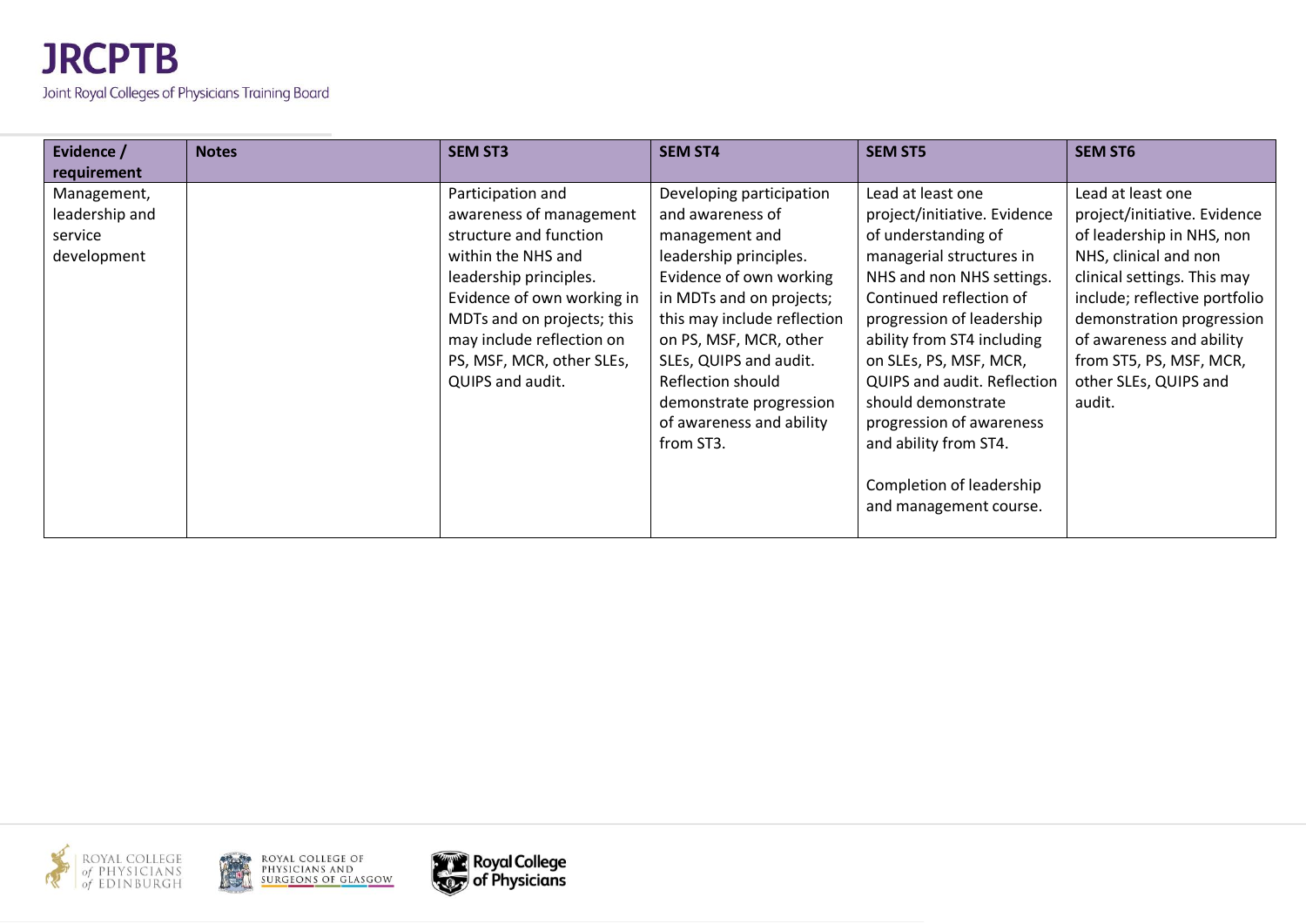| Evidence / requirement | Notes | SEM ST3 | SEM ST4 | SEM ST5 | SEM ST6 |
|---|---|---|---|---|---|
| Management, leadership and service development | | Participation and awareness of management structure and function within the NHS and leadership principles. Evidence of own working in MDTs and on projects; this may include reflection on PS, MSF, MCR, other SLEs, QUIPS and audit. | Developing participation and awareness of management and leadership principles. Evidence of own working in MDTs and on projects; this may include reflection on PS, MSF, MCR, other SLEs, QUIPS and audit. Reflection should demonstrate progression of awareness and ability from ST3. | Lead at least one project/initiative. Evidence of understanding of managerial structures in NHS and non NHS settings. Continued reflection of progression of leadership ability from ST4 including on SLEs, PS, MSF, MCR, QUIPS and audit. Reflection should demonstrate progression of awareness and ability from ST4.<br><br>Completion of leadership and management course. | Lead at least one project/initiative. Evidence of leadership in NHS, non NHS, clinical and non clinical settings. This may include; reflective portfolio demonstration progression of awareness and ability from ST5, PS, MSF, MCR, other SLEs, QUIPS and audit. |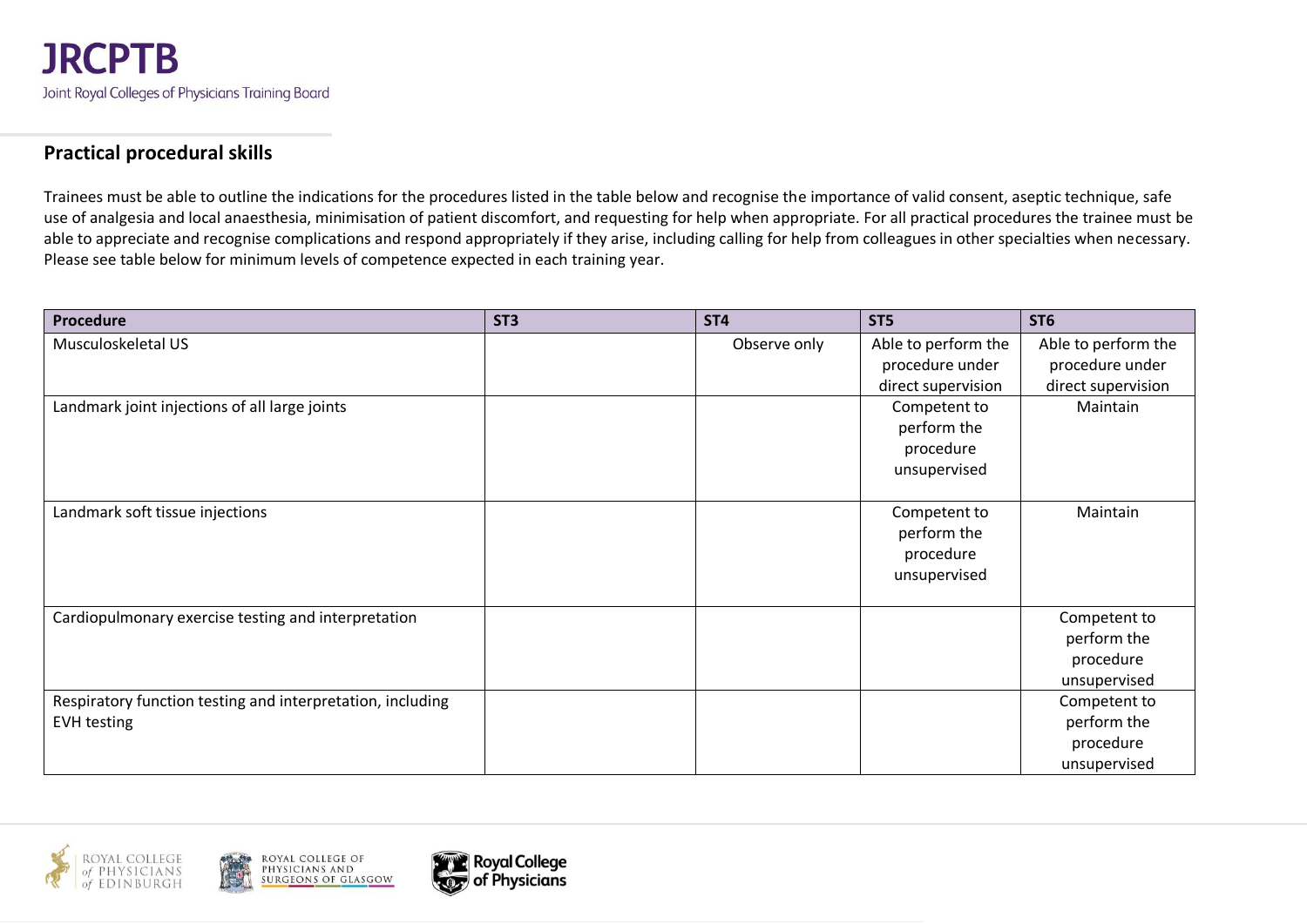## Practical procedural skills

Trainees must be able to outline the indications for the procedures listed in the table below and recognise the importance of valid consent, aseptic technique, safe use of analgesia and local anaesthesia, minimisation of patient discomfort, and requesting for help when appropriate. For all practical procedures the trainee must be able to appreciate and recognise complications and respond appropriately if they arise, including calling for help from colleagues in other specialties when necessary. Please see table below for minimum levels of competence expected in each training year.

| Procedure | ST3 | ST4 | ST5 | ST6 |
|---|---|---|---|---|
| Musculoskeletal US | | Observe only | Able to perform the procedure under direct supervision | Able to perform the procedure under direct supervision |
| Landmark joint injections of all large joints | | | Competent to perform the procedure unsupervised | Maintain |
| Landmark soft tissue injections | | | Competent to perform the procedure unsupervised | Maintain |
| Cardiopulmonary exercise testing and interpretation | | | | Competent to perform the procedure unsupervised |
| Respiratory function testing and interpretation, including EVH testing | | | | Competent to perform the procedure unsupervised |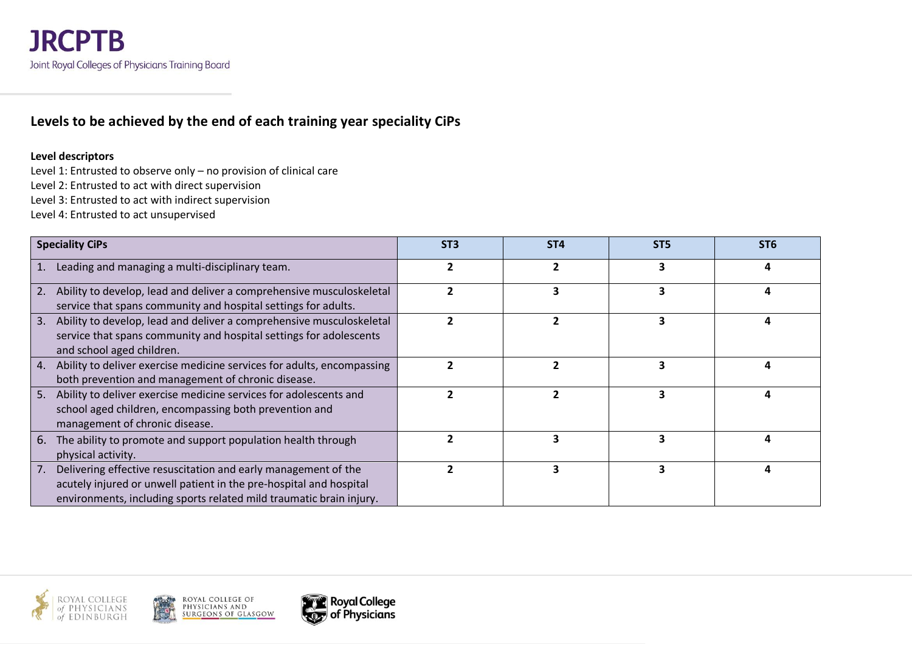## Levels to be achieved by the end of each training year speciality CiPs

**Level descriptors**

Level 1: Entrusted to observe only – no provision of clinical care
Level 2: Entrusted to act with direct supervision
Level 3: Entrusted to act with indirect supervision
Level 4: Entrusted to act unsupervised

| Speciality CiPs | ST3 | ST4 | ST5 | ST6 |
|---|---|---|---|---|
| 1. Leading and managing a multi-disciplinary team. | **2** | **2** | **3** | **4** |
| 2. Ability to develop, lead and deliver a comprehensive musculoskeletal service that spans community and hospital settings for adults. | **2** | **3** | **3** | **4** |
| 3. Ability to develop, lead and deliver a comprehensive musculoskeletal service that spans community and hospital settings for adolescents and school aged children. | **2** | **2** | **3** | **4** |
| 4. Ability to deliver exercise medicine services for adults, encompassing both prevention and management of chronic disease. | **2** | **2** | **3** | **4** |
| 5. Ability to deliver exercise medicine services for adolescents and school aged children, encompassing both prevention and management of chronic disease. | **2** | **2** | **3** | **4** |
| 6. The ability to promote and support population health through physical activity. | **2** | **3** | **3** | **4** |
| 7. Delivering effective resuscitation and early management of the acutely injured or unwell patient in the pre-hospital and hospital environments, including sports related mild traumatic brain injury. | **2** | **3** | **3** | **4** |